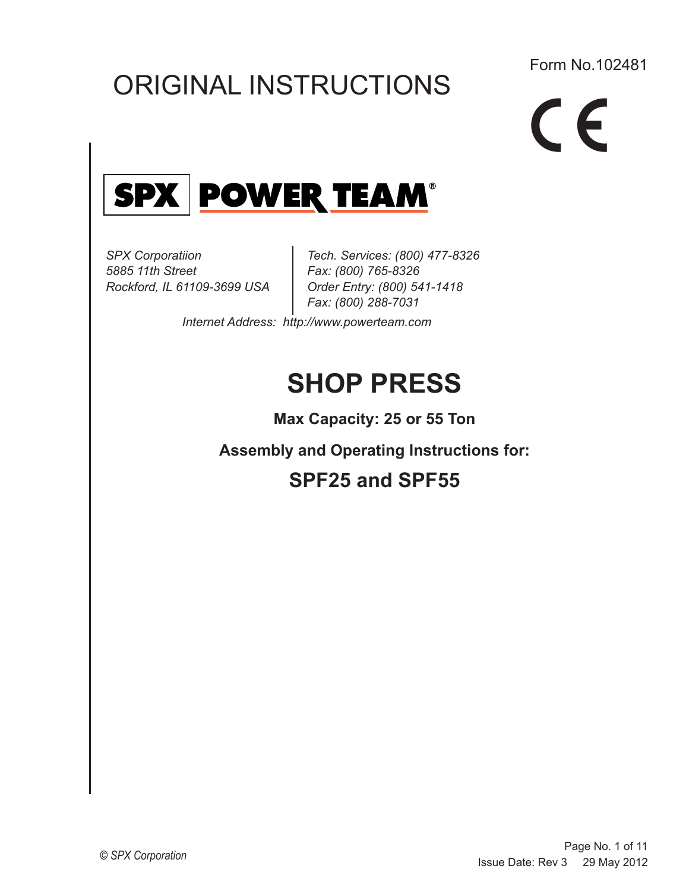Form No.102481

# ORIGINAL INSTRUCTIONS

CE

SPX | POWER TEAM®

*SPX Corporatiion*
*5885 11th Street*
*Rockford, IL 61109-3699 USA*

*Tech. Services: (800) 477-8326*
*Fax: (800) 765-8326*
*Order Entry: (800) 541-1418*
*Fax: (800) 288-7031*

*Internet Address: http://www.powerteam.com*

# SHOP PRESS

**Max Capacity: 25 or 55 Ton**

**Assembly and Operating Instructions for:**

## SPF25 and SPF55

*© SPX Corporation*

Issue Date: Rev 3 29 May 2012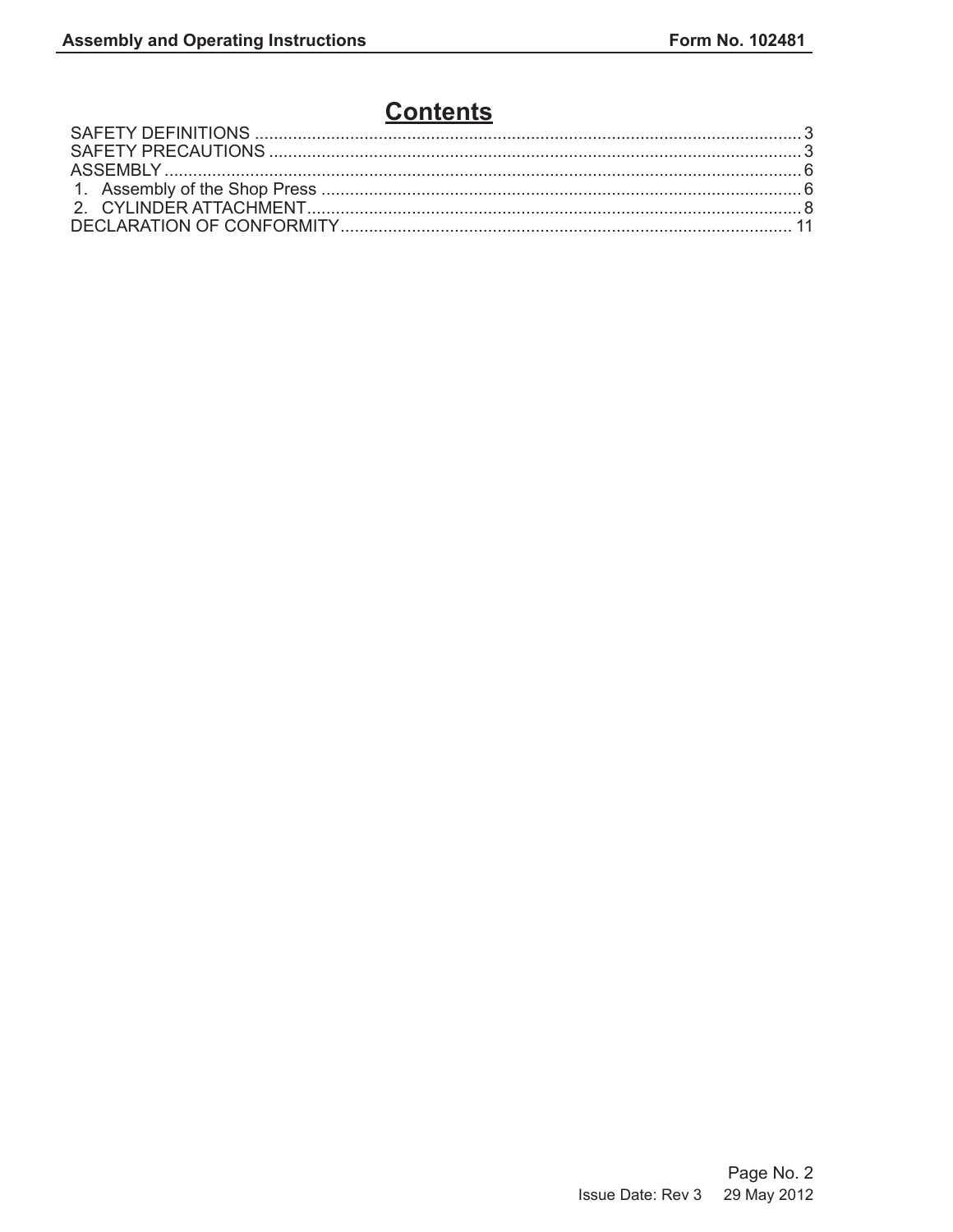# Contents

SAFETY DEFINITIONS .................................................................................................................... 3
SAFETY PRECAUTIONS ................................................................................................................ 3
ASSEMBLY ...................................................................................................................................... 6
 1. Assembly of the Shop Press ..................................................................................................... 6
 2. CYLINDER ATTACHMENT........................................................................................................ 8
DECLARATION OF CONFORMITY............................................................................................... 11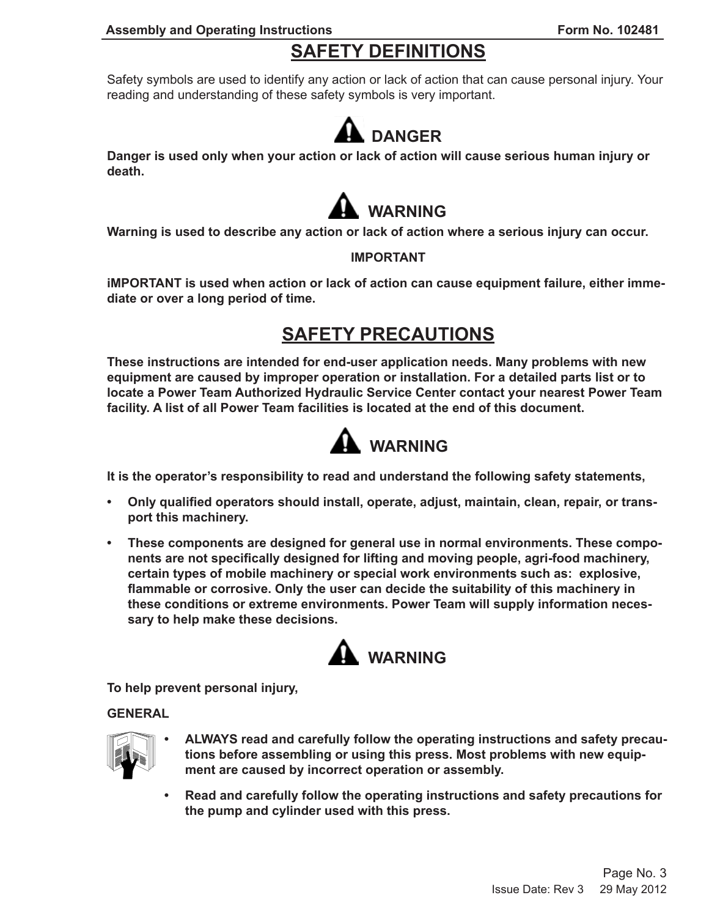# SAFETY DEFINITIONS

Safety symbols are used to identify any action or lack of action that can cause personal injury. Your reading and understanding of these safety symbols is very important.

### DANGER

**Danger is used only when your action or lack of action will cause serious human injury or death.**

### WARNING

**Warning is used to describe any action or lack of action where a serious injury can occur.**

**IMPORTANT**

**iMPORTANT is used when action or lack of action can cause equipment failure, either immediate or over a long period of time.**

# SAFETY PRECAUTIONS

**These instructions are intended for end-user application needs. Many problems with new equipment are caused by improper operation or installation. For a detailed parts list or to locate a Power Team Authorized Hydraulic Service Center contact your nearest Power Team facility. A list of all Power Team facilities is located at the end of this document.**

### WARNING

**It is the operator's responsibility to read and understand the following safety statements,**

- **Only qualified operators should install, operate, adjust, maintain, clean, repair, or transport this machinery.**
- **These components are designed for general use in normal environments. These components are not specifically designed for lifting and moving people, agri-food machinery, certain types of mobile machinery or special work environments such as: explosive, flammable or corrosive. Only the user can decide the suitability of this machinery in these conditions or extreme environments. Power Team will supply information necessary to help make these decisions.**

### WARNING

**To help prevent personal injury,**

**GENERAL**

- **ALWAYS read and carefully follow the operating instructions and safety precautions before assembling or using this press. Most problems with new equipment are caused by incorrect operation or assembly.**
- **Read and carefully follow the operating instructions and safety precautions for the pump and cylinder used with this press.**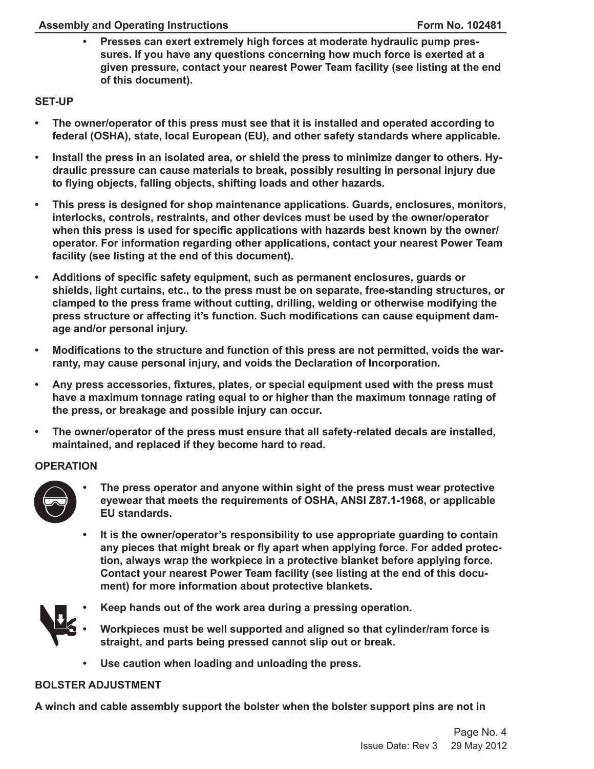- **Presses can exert extremely high forces at moderate hydraulic pump pressures. If you have any questions concerning how much force is exerted at a given pressure, contact your nearest Power Team facility (see listing at the end of this document).**

## SET-UP

- **The owner/operator of this press must see that it is installed and operated according to federal (OSHA), state, local European (EU), and other safety standards where applicable.**
- **Install the press in an isolated area, or shield the press to minimize danger to others. Hydraulic pressure can cause materials to break, possibly resulting in personal injury due to flying objects, falling objects, shifting loads and other hazards.**
- **This press is designed for shop maintenance applications. Guards, enclosures, monitors, interlocks, controls, restraints, and other devices must be used by the owner/operator when this press is used for specific applications with hazards best known by the owner/operator. For information regarding other applications, contact your nearest Power Team facility (see listing at the end of this document).**
- **Additions of specific safety equipment, such as permanent enclosures, guards or shields, light curtains, etc., to the press must be on separate, free-standing structures, or clamped to the press frame without cutting, drilling, welding or otherwise modifying the press structure or affecting it's function. Such modifications can cause equipment damage and/or personal injury.**
- **Modifications to the structure and function of this press are not permitted, voids the warranty, may cause personal injury, and voids the Declaration of Incorporation.**
- **Any press accessories, fixtures, plates, or special equipment used with the press must have a maximum tonnage rating equal to or higher than the maximum tonnage rating of the press, or breakage and possible injury can occur.**
- **The owner/operator of the press must ensure that all safety-related decals are installed, maintained, and replaced if they become hard to read.**

## OPERATION

- **The press operator and anyone within sight of the press must wear protective eyewear that meets the requirements of OSHA, ANSI Z87.1-1968, or applicable EU standards.**
- **It is the owner/operator's responsibility to use appropriate guarding to contain any pieces that might break or fly apart when applying force. For added protection, always wrap the workpiece in a protective blanket before applying force. Contact your nearest Power Team facility (see listing at the end of this document) for more information about protective blankets.**
- **Keep hands out of the work area during a pressing operation.**
- **Workpieces must be well supported and aligned so that cylinder/ram force is straight, and parts being pressed cannot slip out or break.**
- **Use caution when loading and unloading the press.**

## BOLSTER ADJUSTMENT

**A winch and cable assembly support the bolster when the bolster support pins are not in**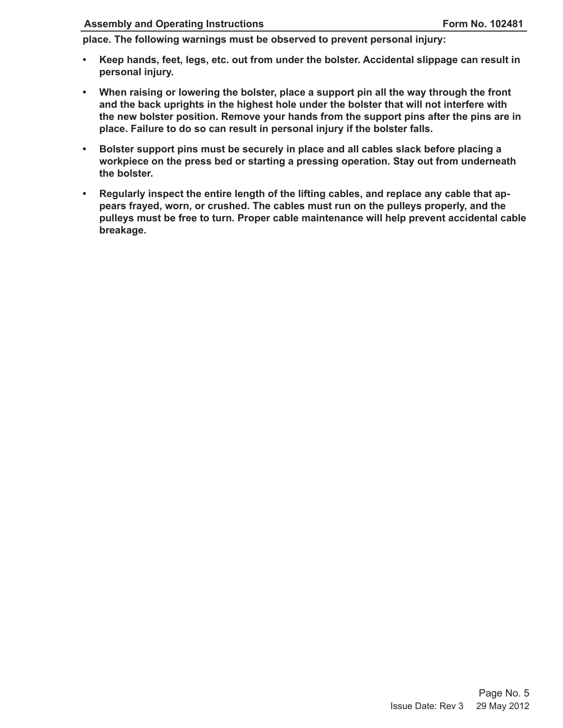**place. The following warnings must be observed to prevent personal injury:**

- **Keep hands, feet, legs, etc. out from under the bolster. Accidental slippage can result in personal injury.**
- **When raising or lowering the bolster, place a support pin all the way through the front and the back uprights in the highest hole under the bolster that will not interfere with the new bolster position. Remove your hands from the support pins after the pins are in place. Failure to do so can result in personal injury if the bolster falls.**
- **Bolster support pins must be securely in place and all cables slack before placing a workpiece on the press bed or starting a pressing operation. Stay out from underneath the bolster.**
- **Regularly inspect the entire length of the lifting cables, and replace any cable that appears frayed, worn, or crushed. The cables must run on the pulleys properly, and the pulleys must be free to turn. Proper cable maintenance will help prevent accidental cable breakage.**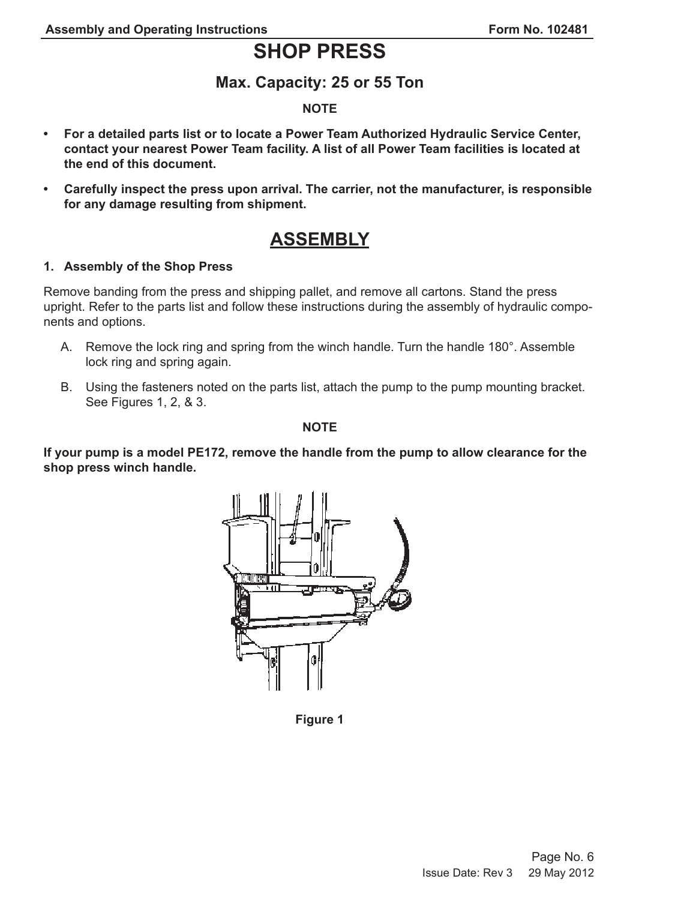# SHOP PRESS

## Max. Capacity: 25 or 55 Ton

**NOTE**

- **For a detailed parts list or to locate a Power Team Authorized Hydraulic Service Center, contact your nearest Power Team facility. A list of all Power Team facilities is located at the end of this document.**
- **Carefully inspect the press upon arrival. The carrier, not the manufacturer, is responsible for any damage resulting from shipment.**

## ASSEMBLY

### 1. Assembly of the Shop Press

Remove banding from the press and shipping pallet, and remove all cartons. Stand the press upright. Refer to the parts list and follow these instructions during the assembly of hydraulic components and options.

A. Remove the lock ring and spring from the winch handle. Turn the handle 180°. Assemble lock ring and spring again.

B. Using the fasteners noted on the parts list, attach the pump to the pump mounting bracket. See Figures 1, 2, & 3.

**NOTE**

**If your pump is a model PE172, remove the handle from the pump to allow clearance for the shop press winch handle.**

**Figure 1**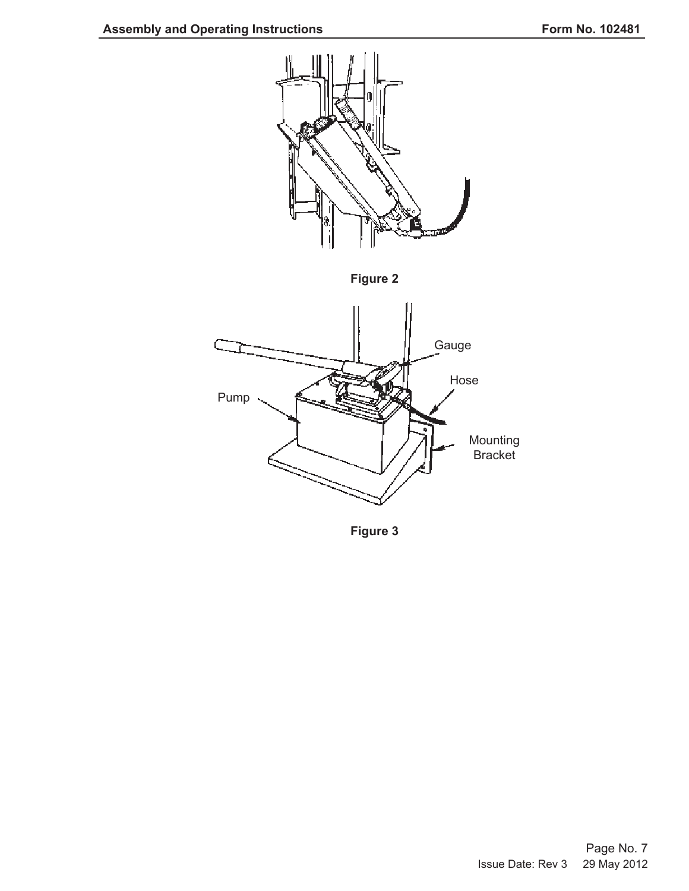Figure 2

Gauge

Hose

Pump

Mounting Bracket

Figure 3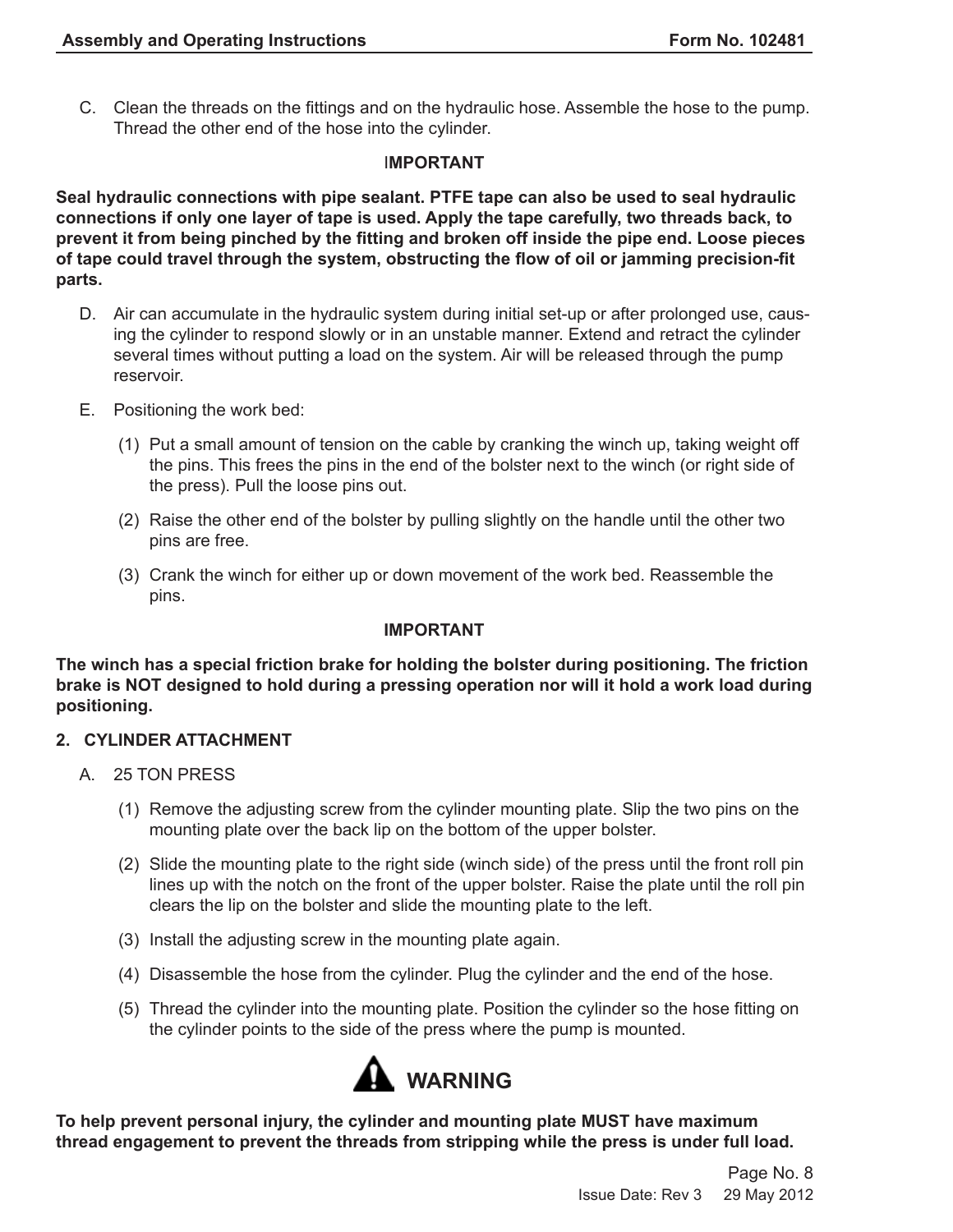C. Clean the threads on the fittings and on the hydraulic hose. Assemble the hose to the pump. Thread the other end of the hose into the cylinder.

**IMPORTANT**

**Seal hydraulic connections with pipe sealant. PTFE tape can also be used to seal hydraulic connections if only one layer of tape is used. Apply the tape carefully, two threads back, to prevent it from being pinched by the fitting and broken off inside the pipe end. Loose pieces of tape could travel through the system, obstructing the flow of oil or jamming precision-fit parts.**

D. Air can accumulate in the hydraulic system during initial set-up or after prolonged use, causing the cylinder to respond slowly or in an unstable manner. Extend and retract the cylinder several times without putting a load on the system. Air will be released through the pump reservoir.

E. Positioning the work bed:

(1) Put a small amount of tension on the cable by cranking the winch up, taking weight off the pins. This frees the pins in the end of the bolster next to the winch (or right side of the press). Pull the loose pins out.

(2) Raise the other end of the bolster by pulling slightly on the handle until the other two pins are free.

(3) Crank the winch for either up or down movement of the work bed. Reassemble the pins.

**IMPORTANT**

**The winch has a special friction brake for holding the bolster during positioning. The friction brake is NOT designed to hold during a pressing operation nor will it hold a work load during positioning.**

## 2. CYLINDER ATTACHMENT

A. 25 TON PRESS

(1) Remove the adjusting screw from the cylinder mounting plate. Slip the two pins on the mounting plate over the back lip on the bottom of the upper bolster.

(2) Slide the mounting plate to the right side (winch side) of the press until the front roll pin lines up with the notch on the front of the upper bolster. Raise the plate until the roll pin clears the lip on the bolster and slide the mounting plate to the left.

(3) Install the adjusting screw in the mounting plate again.

(4) Disassemble the hose from the cylinder. Plug the cylinder and the end of the hose.

(5) Thread the cylinder into the mounting plate. Position the cylinder so the hose fitting on the cylinder points to the side of the press where the pump is mounted.

**WARNING**

**To help prevent personal injury, the cylinder and mounting plate MUST have maximum thread engagement to prevent the threads from stripping while the press is under full load.**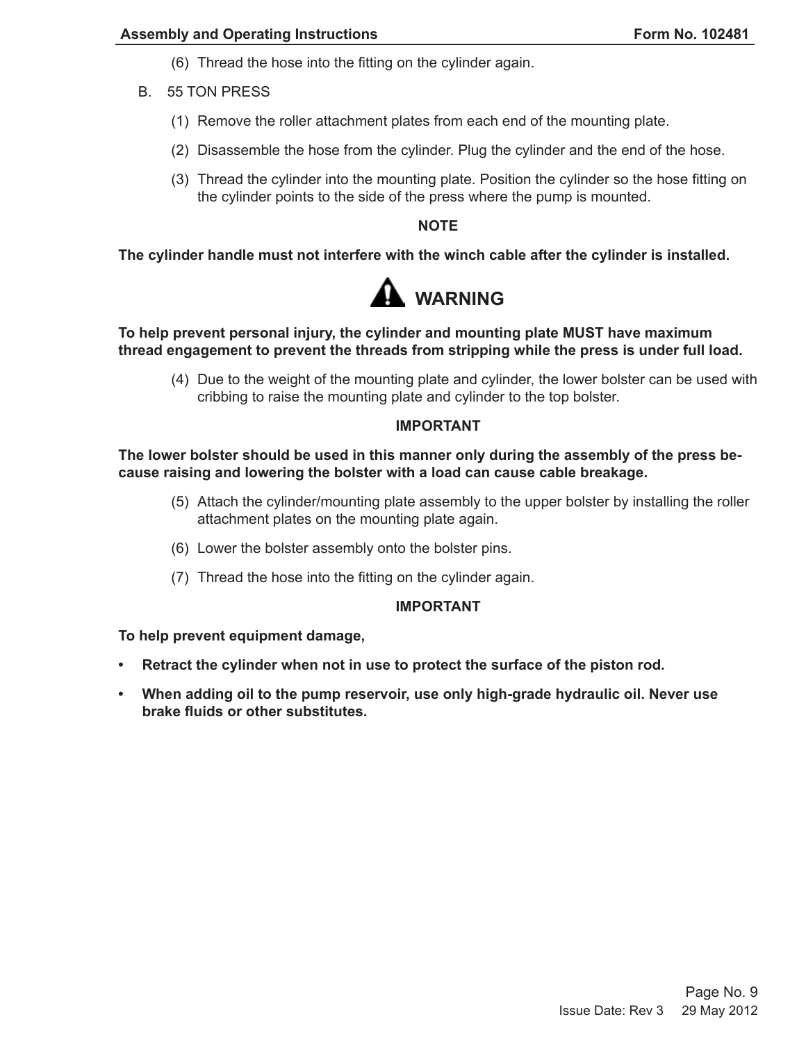(6) Thread the hose into the fitting on the cylinder again.

B. 55 TON PRESS

(1) Remove the roller attachment plates from each end of the mounting plate.

(2) Disassemble the hose from the cylinder. Plug the cylinder and the end of the hose.

(3) Thread the cylinder into the mounting plate. Position the cylinder so the hose fitting on the cylinder points to the side of the press where the pump is mounted.

**NOTE**

**The cylinder handle must not interfere with the winch cable after the cylinder is installed.**

**⚠ WARNING**

**To help prevent personal injury, the cylinder and mounting plate MUST have maximum thread engagement to prevent the threads from stripping while the press is under full load.**

(4) Due to the weight of the mounting plate and cylinder, the lower bolster can be used with cribbing to raise the mounting plate and cylinder to the top bolster.

**IMPORTANT**

**The lower bolster should be used in this manner only during the assembly of the press because raising and lowering the bolster with a load can cause cable breakage.**

(5) Attach the cylinder/mounting plate assembly to the upper bolster by installing the roller attachment plates on the mounting plate again.

(6) Lower the bolster assembly onto the bolster pins.

(7) Thread the hose into the fitting on the cylinder again.

**IMPORTANT**

**To help prevent equipment damage,**

- **Retract the cylinder when not in use to protect the surface of the piston rod.**
- **When adding oil to the pump reservoir, use only high-grade hydraulic oil. Never use brake fluids or other substitutes.**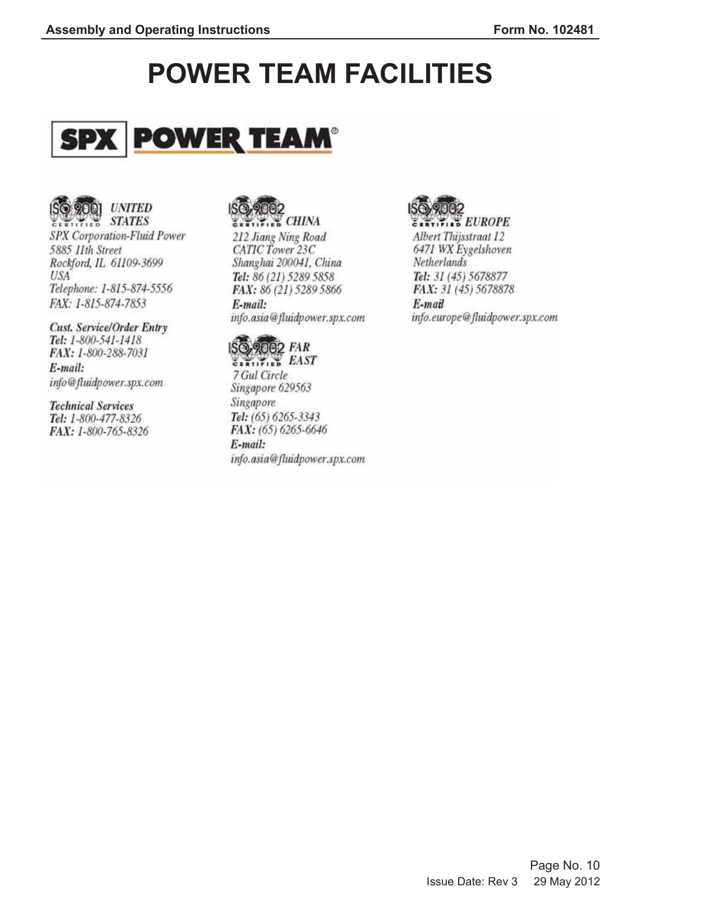# POWER TEAM FACILITIES

**SPX | POWER TEAM®**

### ISO 9001 CERTIFIED — UNITED STATES

*SPX Corporation-Fluid Power*
*5885 11th Street*
*Rockford, IL 61109-3699*
*USA*
*Telephone: 1-815-874-5556*
*FAX: 1-815-874-7853*

***Cust. Service/Order Entry***
***Tel:*** *1-800-541-1418*
***FAX:*** *1-800-288-7031*
***E-mail:***
*info@fluidpower.spx.com*

***Technical Services***
***Tel:*** *1-800-477-8326*
***FAX:*** *1-800-765-8326*

### ISO 9002 CERTIFIED — CHINA

*212 Jiang Ning Road*
*CATIC Tower 23C*
*Shanghai 200041, China*
***Tel:*** *86 (21) 5289 5858*
***FAX:*** *86 (21) 5289 5866*
***E-mail:***
*info.asia@fluidpower.spx.com*

### ISO 9002 CERTIFIED — FAR EAST

*7 Gul Circle*
*Singapore 629563*
*Singapore*
***Tel:*** *(65) 6265-3343*
***FAX:*** *(65) 6265-6646*
***E-mail:***
*info.asia@fluidpower.spx.com*

### ISO 9002 CERTIFIED — EUROPE

*Albert Thijsstraat 12*
*6471 WX Eygelshoven*
*Netherlands*
***Tel:*** *31 (45) 5678877*
***FAX:*** *31 (45) 5678878*
***E-mail***
*info.europe@fluidpower.spx.com*

Issue Date: Rev 3 29 May 2012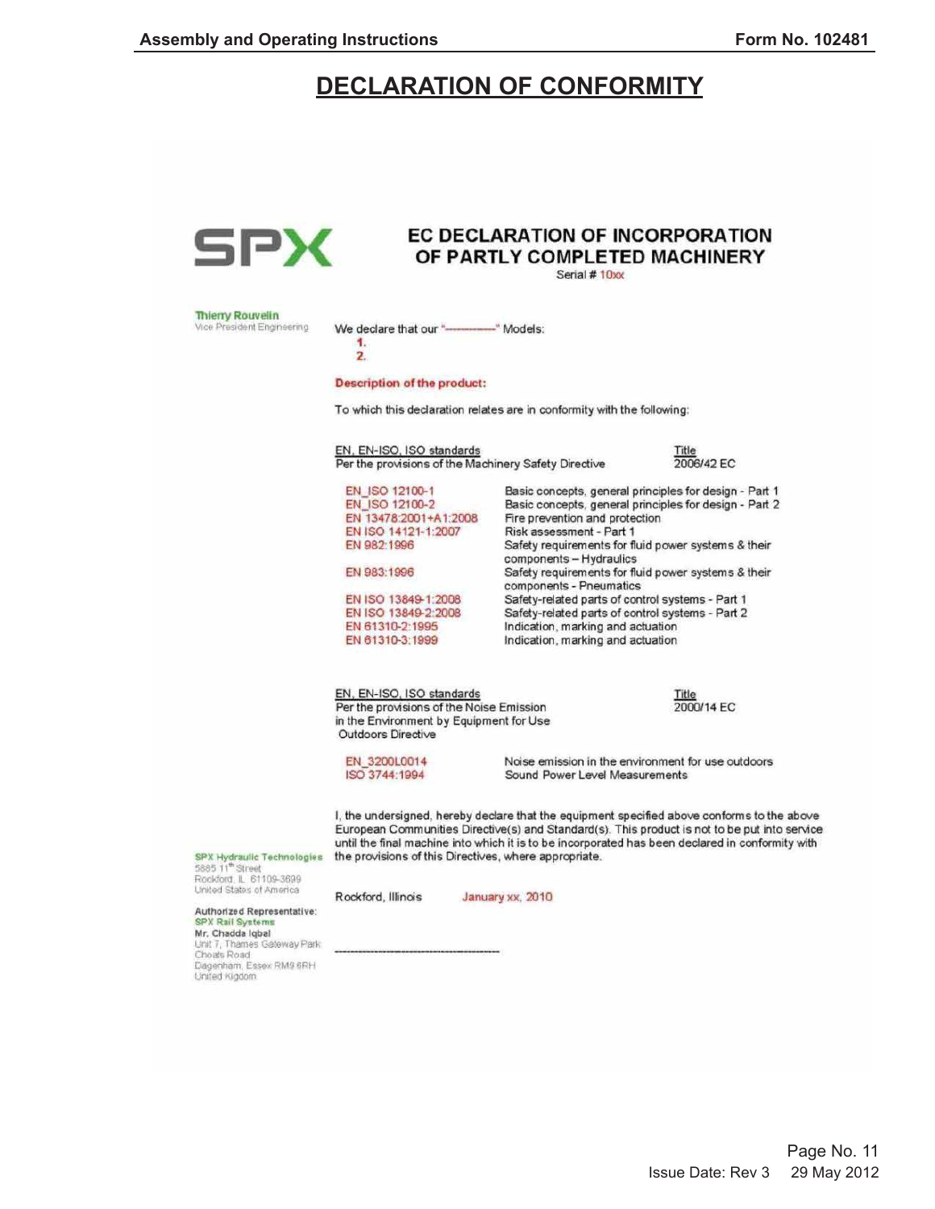# DECLARATION OF CONFORMITY

SPX

## EC DECLARATION OF INCORPORATION OF PARTLY COMPLETED MACHINERY

Serial # 10xx

**Thierry Rouvelin**
Vice President Engineering

We declare that our "----------" Models:

1.
2.

**Description of the product:**

To which this declaration relates are in conformity with the following:

| EN, EN-ISO, ISO standards<br>Per the provisions of the Machinery Safety Directive | Title<br>2006/42 EC |
|---|---|
| EN_ISO 12100-1 | Basic concepts, general principles for design - Part 1 |
| EN_ISO 12100-2 | Basic concepts, general principles for design - Part 2 |
| EN 13478:2001+A1:2008 | Fire prevention and protection |
| EN ISO 14121-1:2007 | Risk assessment - Part 1 |
| EN 982:1996 | Safety requirements for fluid power systems & their components – Hydraulics |
| EN 983:1996 | Safety requirements for fluid power systems & their components - Pneumatics |
| EN ISO 13849-1:2008 | Safety-related parts of control systems - Part 1 |
| EN ISO 13849-2:2008 | Safety-related parts of control systems - Part 2 |
| EN 61310-2:1995 | Indication, marking and actuation |
| EN 61310-3:1999 | Indication, marking and actuation |

| EN, EN-ISO, ISO standards<br>Per the provisions of the Noise Emission in the Environment by Equipment for Use Outdoors Directive | Title<br>2000/14 EC |
|---|---|
| EN_3200L0014 | Noise emission in the environment for use outdoors |
| ISO 3744:1994 | Sound Power Level Measurements |

I, the undersigned, hereby declare that the equipment specified above conforms to the above European Communities Directive(s) and Standard(s). This product is not to be put into service until the final machine into which it is to be incorporated has been declared in conformity with the provisions of this Directives, where appropriate.

Rockford, Illinois January xx, 2010

------------------------------------------

**SPX Hydraulic Technologies**
5885 11th Street
Rockford, IL 61109-3699
United States of America

**Authorized Representative:**
**SPX Rail Systems**
**Mr. Chadda Iqbal**
Unit 7, Thames Gateway Park
Choats Road
Dagenham, Essex RM9 6RH
United Kigdom